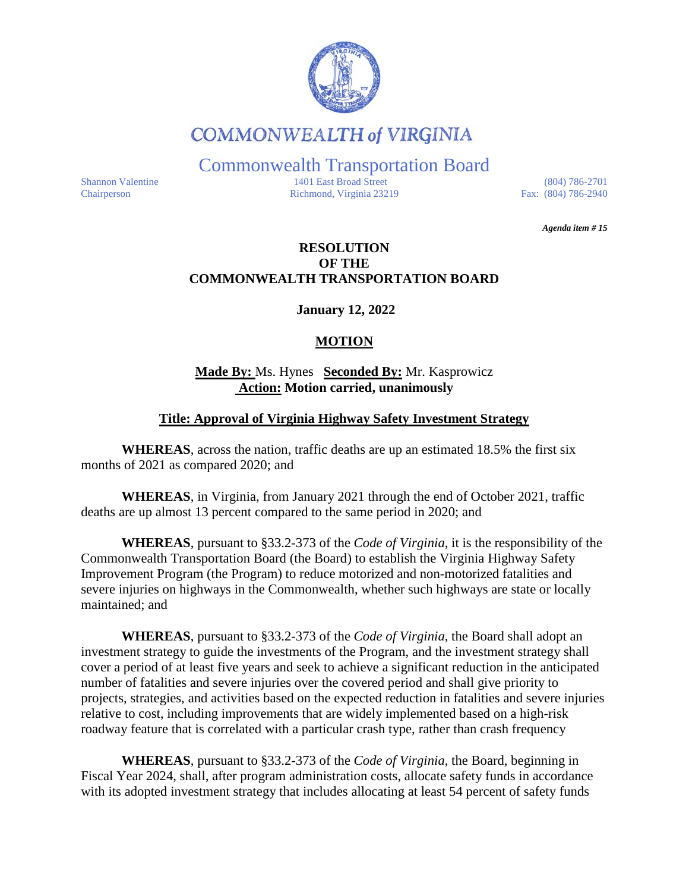# COMMONWEALTH of VIRGINIA

## Commonwealth Transportation Board

Shannon Valentine
Chairperson

1401 East Broad Street
Richmond, Virginia 23219

(804) 786-2701
Fax: (804) 786-2940

***Agenda item # 15***

**RESOLUTION**
**OF THE**
**COMMONWEALTH TRANSPORTATION BOARD**

**January 12, 2022**

**MOTION**

**Made By:** Ms. Hynes **Seconded By:** Mr. Kasprowicz
**Action: Motion carried, unanimously**

**Title: Approval of Virginia Highway Safety Investment Strategy**

**WHEREAS**, across the nation, traffic deaths are up an estimated 18.5% the first six months of 2021 as compared 2020; and

**WHEREAS**, in Virginia, from January 2021 through the end of October 2021, traffic deaths are up almost 13 percent compared to the same period in 2020; and

**WHEREAS**, pursuant to §33.2-373 of the *Code of Virginia*, it is the responsibility of the Commonwealth Transportation Board (the Board) to establish the Virginia Highway Safety Improvement Program (the Program) to reduce motorized and non-motorized fatalities and severe injuries on highways in the Commonwealth, whether such highways are state or locally maintained; and

**WHEREAS**, pursuant to §33.2-373 of the *Code of Virginia*, the Board shall adopt an investment strategy to guide the investments of the Program, and the investment strategy shall cover a period of at least five years and seek to achieve a significant reduction in the anticipated number of fatalities and severe injuries over the covered period and shall give priority to projects, strategies, and activities based on the expected reduction in fatalities and severe injuries relative to cost, including improvements that are widely implemented based on a high-risk roadway feature that is correlated with a particular crash type, rather than crash frequency

**WHEREAS**, pursuant to §33.2-373 of the *Code of Virginia*, the Board, beginning in Fiscal Year 2024, shall, after program administration costs, allocate safety funds in accordance with its adopted investment strategy that includes allocating at least 54 percent of safety funds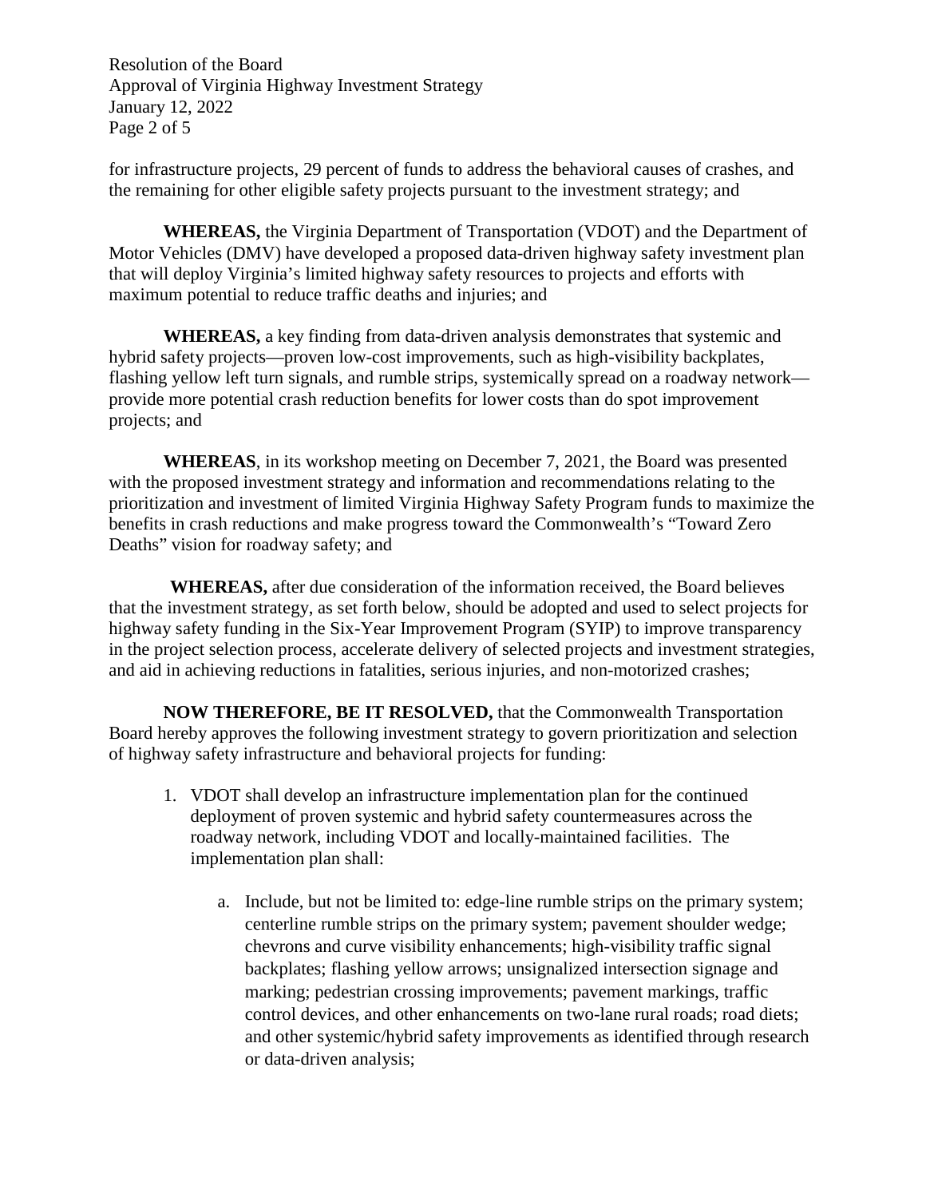for infrastructure projects, 29 percent of funds to address the behavioral causes of crashes, and the remaining for other eligible safety projects pursuant to the investment strategy; and

**WHEREAS,** the Virginia Department of Transportation (VDOT) and the Department of Motor Vehicles (DMV) have developed a proposed data-driven highway safety investment plan that will deploy Virginia's limited highway safety resources to projects and efforts with maximum potential to reduce traffic deaths and injuries; and

**WHEREAS,** a key finding from data-driven analysis demonstrates that systemic and hybrid safety projects—proven low-cost improvements, such as high-visibility backplates, flashing yellow left turn signals, and rumble strips, systemically spread on a roadway network—provide more potential crash reduction benefits for lower costs than do spot improvement projects; and

**WHEREAS**, in its workshop meeting on December 7, 2021, the Board was presented with the proposed investment strategy and information and recommendations relating to the prioritization and investment of limited Virginia Highway Safety Program funds to maximize the benefits in crash reductions and make progress toward the Commonwealth's "Toward Zero Deaths" vision for roadway safety; and

**WHEREAS,** after due consideration of the information received, the Board believes that the investment strategy, as set forth below, should be adopted and used to select projects for highway safety funding in the Six-Year Improvement Program (SYIP) to improve transparency in the project selection process, accelerate delivery of selected projects and investment strategies, and aid in achieving reductions in fatalities, serious injuries, and non-motorized crashes;

**NOW THEREFORE, BE IT RESOLVED,** that the Commonwealth Transportation Board hereby approves the following investment strategy to govern prioritization and selection of highway safety infrastructure and behavioral projects for funding:

1. VDOT shall develop an infrastructure implementation plan for the continued deployment of proven systemic and hybrid safety countermeasures across the roadway network, including VDOT and locally-maintained facilities. The implementation plan shall:

   a. Include, but not be limited to: edge-line rumble strips on the primary system; centerline rumble strips on the primary system; pavement shoulder wedge; chevrons and curve visibility enhancements; high-visibility traffic signal backplates; flashing yellow arrows; unsignalized intersection signage and marking; pedestrian crossing improvements; pavement markings, traffic control devices, and other enhancements on two-lane rural roads; road diets; and other systemic/hybrid safety improvements as identified through research or data-driven analysis;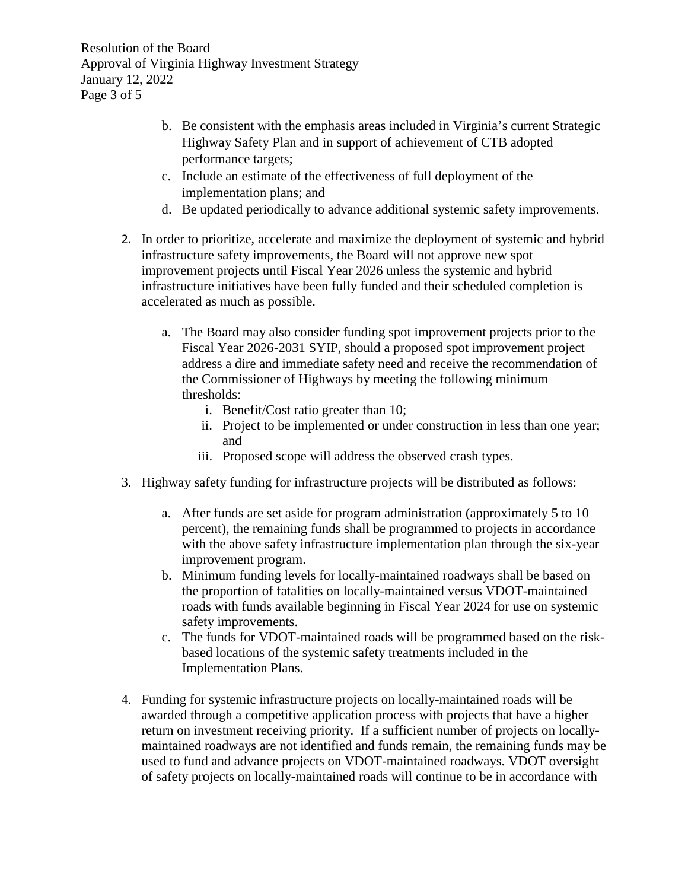b. Be consistent with the emphasis areas included in Virginia's current Strategic Highway Safety Plan and in support of achievement of CTB adopted performance targets;
  c. Include an estimate of the effectiveness of full deployment of the implementation plans; and
  d. Be updated periodically to advance additional systemic safety improvements.

2. In order to prioritize, accelerate and maximize the deployment of systemic and hybrid infrastructure safety improvements, the Board will not approve new spot improvement projects until Fiscal Year 2026 unless the systemic and hybrid infrastructure initiatives have been fully funded and their scheduled completion is accelerated as much as possible.

   a. The Board may also consider funding spot improvement projects prior to the Fiscal Year 2026-2031 SYIP, should a proposed spot improvement project address a dire and immediate safety need and receive the recommendation of the Commissioner of Highways by meeting the following minimum thresholds:
      i. Benefit/Cost ratio greater than 10;
      ii. Project to be implemented or under construction in less than one year; and
      iii. Proposed scope will address the observed crash types.

3. Highway safety funding for infrastructure projects will be distributed as follows:

   a. After funds are set aside for program administration (approximately 5 to 10 percent), the remaining funds shall be programmed to projects in accordance with the above safety infrastructure implementation plan through the six-year improvement program.
   b. Minimum funding levels for locally-maintained roadways shall be based on the proportion of fatalities on locally-maintained versus VDOT-maintained roads with funds available beginning in Fiscal Year 2024 for use on systemic safety improvements.
   c. The funds for VDOT-maintained roads will be programmed based on the risk-based locations of the systemic safety treatments included in the Implementation Plans.

4. Funding for systemic infrastructure projects on locally-maintained roads will be awarded through a competitive application process with projects that have a higher return on investment receiving priority. If a sufficient number of projects on locally-maintained roadways are not identified and funds remain, the remaining funds may be used to fund and advance projects on VDOT-maintained roadways. VDOT oversight of safety projects on locally-maintained roads will continue to be in accordance with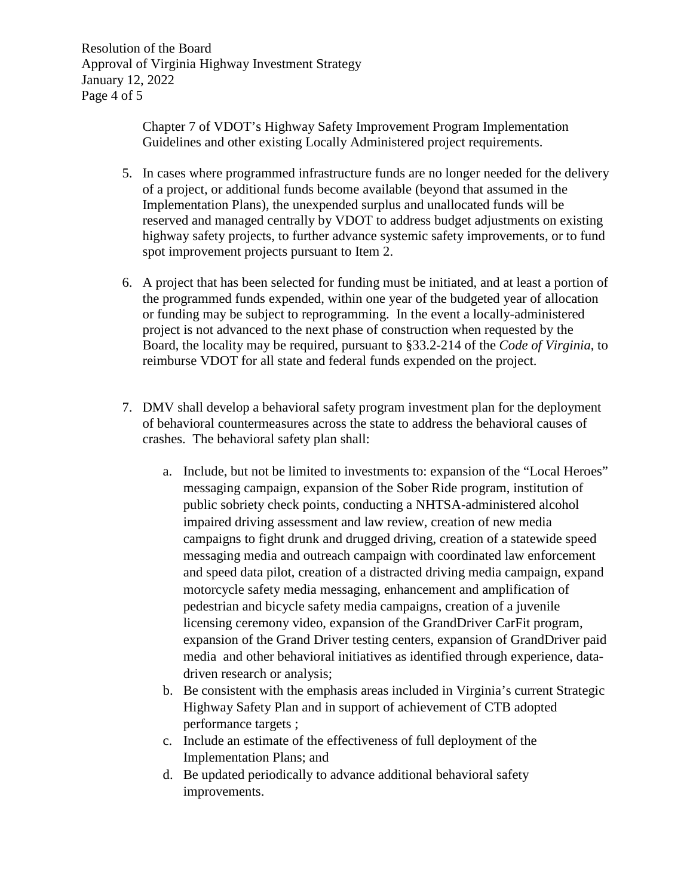Chapter 7 of VDOT's Highway Safety Improvement Program Implementation Guidelines and other existing Locally Administered project requirements.

5. In cases where programmed infrastructure funds are no longer needed for the delivery of a project, or additional funds become available (beyond that assumed in the Implementation Plans), the unexpended surplus and unallocated funds will be reserved and managed centrally by VDOT to address budget adjustments on existing highway safety projects, to further advance systemic safety improvements, or to fund spot improvement projects pursuant to Item 2.

6. A project that has been selected for funding must be initiated, and at least a portion of the programmed funds expended, within one year of the budgeted year of allocation or funding may be subject to reprogramming. In the event a locally-administered project is not advanced to the next phase of construction when requested by the Board, the locality may be required, pursuant to §33.2-214 of the *Code of Virginia*, to reimburse VDOT for all state and federal funds expended on the project.

7. DMV shall develop a behavioral safety program investment plan for the deployment of behavioral countermeasures across the state to address the behavioral causes of crashes. The behavioral safety plan shall:

   a. Include, but not be limited to investments to: expansion of the "Local Heroes" messaging campaign, expansion of the Sober Ride program, institution of public sobriety check points, conducting a NHTSA-administered alcohol impaired driving assessment and law review, creation of new media campaigns to fight drunk and drugged driving, creation of a statewide speed messaging media and outreach campaign with coordinated law enforcement and speed data pilot, creation of a distracted driving media campaign, expand motorcycle safety media messaging, enhancement and amplification of pedestrian and bicycle safety media campaigns, creation of a juvenile licensing ceremony video, expansion of the GrandDriver CarFit program, expansion of the Grand Driver testing centers, expansion of GrandDriver paid media and other behavioral initiatives as identified through experience, data-driven research or analysis;
   b. Be consistent with the emphasis areas included in Virginia's current Strategic Highway Safety Plan and in support of achievement of CTB adopted performance targets ;
   c. Include an estimate of the effectiveness of full deployment of the Implementation Plans; and
   d. Be updated periodically to advance additional behavioral safety improvements.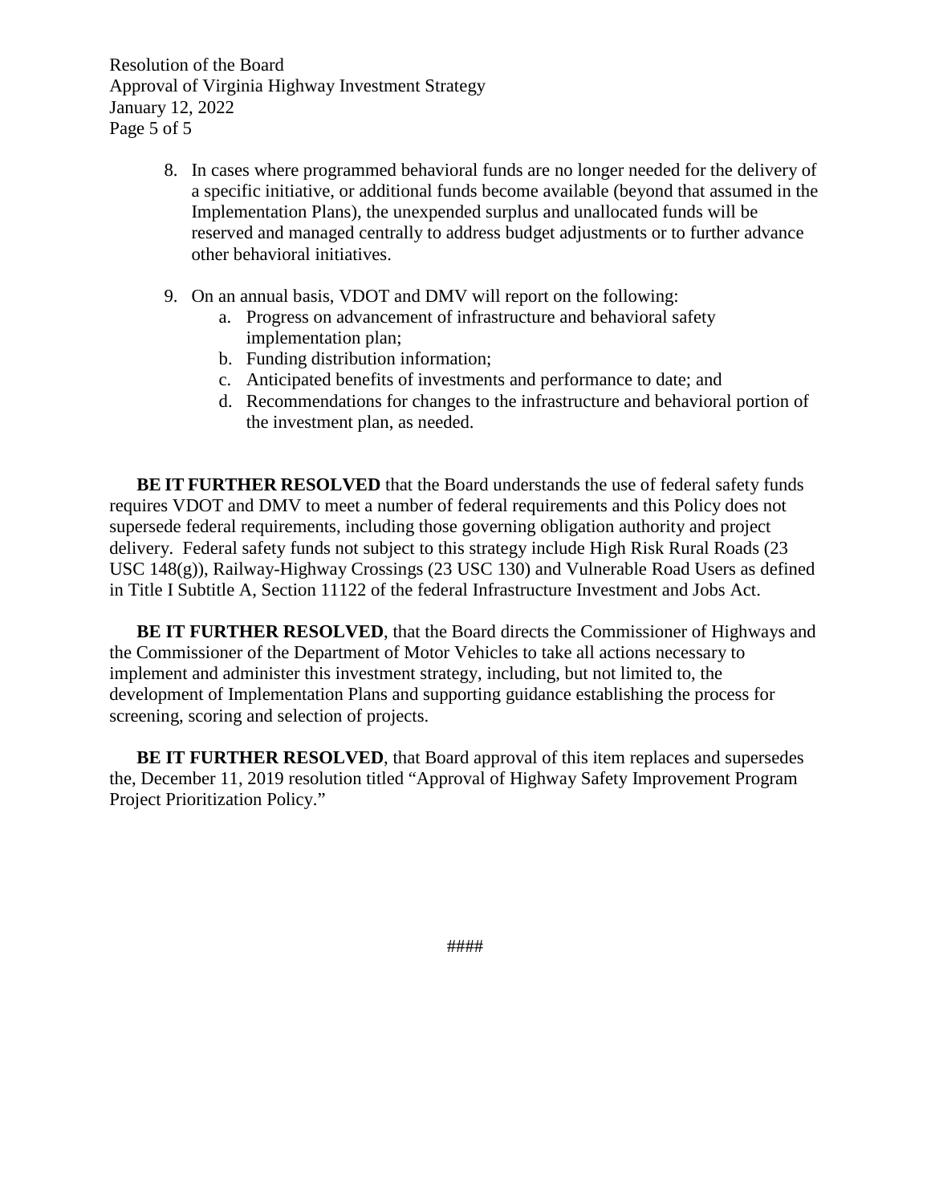8. In cases where programmed behavioral funds are no longer needed for the delivery of a specific initiative, or additional funds become available (beyond that assumed in the Implementation Plans), the unexpended surplus and unallocated funds will be reserved and managed centrally to address budget adjustments or to further advance other behavioral initiatives.

9. On an annual basis, VDOT and DMV will report on the following:
   a. Progress on advancement of infrastructure and behavioral safety implementation plan;
   b. Funding distribution information;
   c. Anticipated benefits of investments and performance to date; and
   d. Recommendations for changes to the infrastructure and behavioral portion of the investment plan, as needed.

**BE IT FURTHER RESOLVED** that the Board understands the use of federal safety funds requires VDOT and DMV to meet a number of federal requirements and this Policy does not supersede federal requirements, including those governing obligation authority and project delivery. Federal safety funds not subject to this strategy include High Risk Rural Roads (23 USC 148(g)), Railway-Highway Crossings (23 USC 130) and Vulnerable Road Users as defined in Title I Subtitle A, Section 11122 of the federal Infrastructure Investment and Jobs Act.

**BE IT FURTHER RESOLVED**, that the Board directs the Commissioner of Highways and the Commissioner of the Department of Motor Vehicles to take all actions necessary to implement and administer this investment strategy, including, but not limited to, the development of Implementation Plans and supporting guidance establishing the process for screening, scoring and selection of projects.

**BE IT FURTHER RESOLVED**, that Board approval of this item replaces and supersedes the, December 11, 2019 resolution titled "Approval of Highway Safety Improvement Program Project Prioritization Policy."

####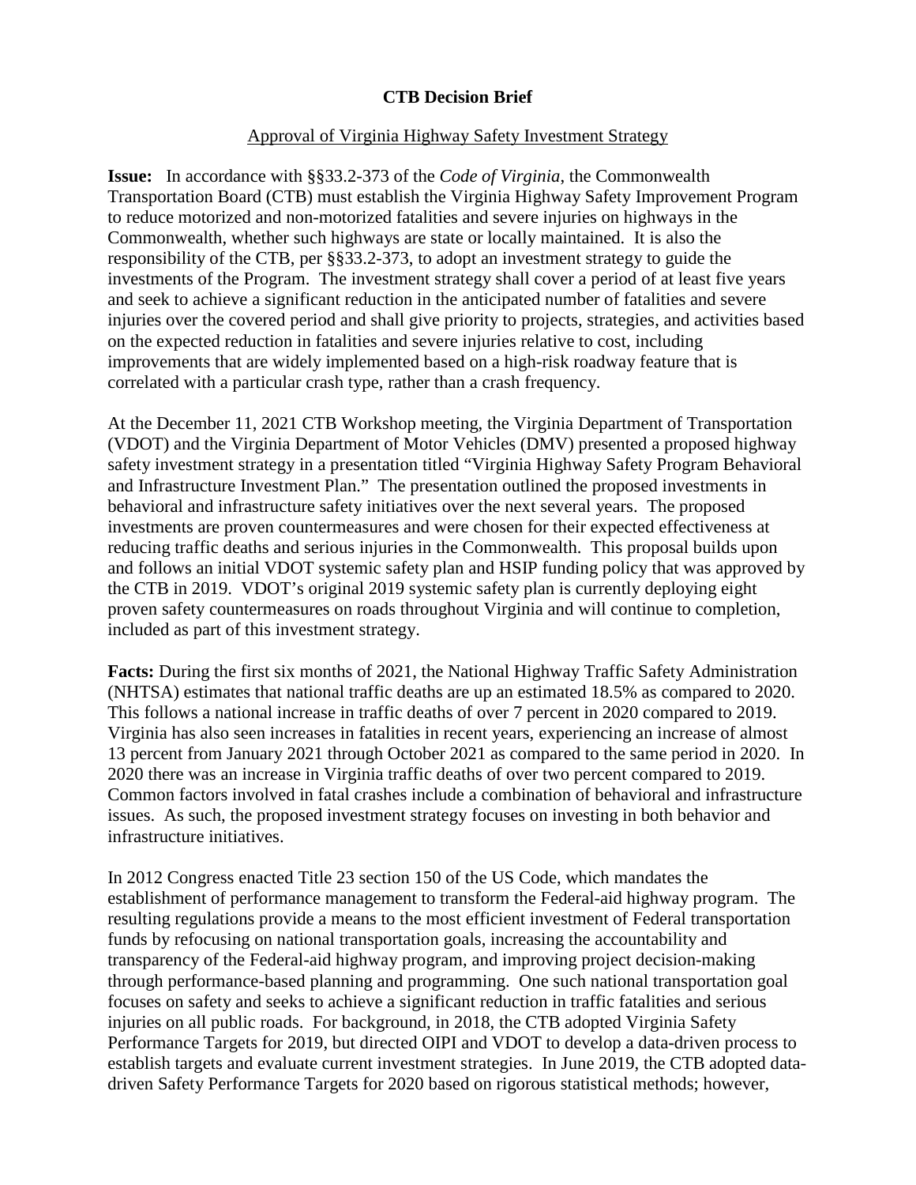**CTB Decision Brief**

Approval of Virginia Highway Safety Investment Strategy

**Issue:** In accordance with §§33.2-373 of the *Code of Virginia*, the Commonwealth Transportation Board (CTB) must establish the Virginia Highway Safety Improvement Program to reduce motorized and non-motorized fatalities and severe injuries on highways in the Commonwealth, whether such highways are state or locally maintained. It is also the responsibility of the CTB, per §§33.2-373, to adopt an investment strategy to guide the investments of the Program. The investment strategy shall cover a period of at least five years and seek to achieve a significant reduction in the anticipated number of fatalities and severe injuries over the covered period and shall give priority to projects, strategies, and activities based on the expected reduction in fatalities and severe injuries relative to cost, including improvements that are widely implemented based on a high-risk roadway feature that is correlated with a particular crash type, rather than a crash frequency.

At the December 11, 2021 CTB Workshop meeting, the Virginia Department of Transportation (VDOT) and the Virginia Department of Motor Vehicles (DMV) presented a proposed highway safety investment strategy in a presentation titled "Virginia Highway Safety Program Behavioral and Infrastructure Investment Plan." The presentation outlined the proposed investments in behavioral and infrastructure safety initiatives over the next several years. The proposed investments are proven countermeasures and were chosen for their expected effectiveness at reducing traffic deaths and serious injuries in the Commonwealth. This proposal builds upon and follows an initial VDOT systemic safety plan and HSIP funding policy that was approved by the CTB in 2019. VDOT's original 2019 systemic safety plan is currently deploying eight proven safety countermeasures on roads throughout Virginia and will continue to completion, included as part of this investment strategy.

**Facts:** During the first six months of 2021, the National Highway Traffic Safety Administration (NHTSA) estimates that national traffic deaths are up an estimated 18.5% as compared to 2020. This follows a national increase in traffic deaths of over 7 percent in 2020 compared to 2019. Virginia has also seen increases in fatalities in recent years, experiencing an increase of almost 13 percent from January 2021 through October 2021 as compared to the same period in 2020. In 2020 there was an increase in Virginia traffic deaths of over two percent compared to 2019. Common factors involved in fatal crashes include a combination of behavioral and infrastructure issues. As such, the proposed investment strategy focuses on investing in both behavior and infrastructure initiatives.

In 2012 Congress enacted Title 23 section 150 of the US Code, which mandates the establishment of performance management to transform the Federal-aid highway program. The resulting regulations provide a means to the most efficient investment of Federal transportation funds by refocusing on national transportation goals, increasing the accountability and transparency of the Federal-aid highway program, and improving project decision-making through performance-based planning and programming. One such national transportation goal focuses on safety and seeks to achieve a significant reduction in traffic fatalities and serious injuries on all public roads. For background, in 2018, the CTB adopted Virginia Safety Performance Targets for 2019, but directed OIPI and VDOT to develop a data-driven process to establish targets and evaluate current investment strategies. In June 2019, the CTB adopted data-driven Safety Performance Targets for 2020 based on rigorous statistical methods; however,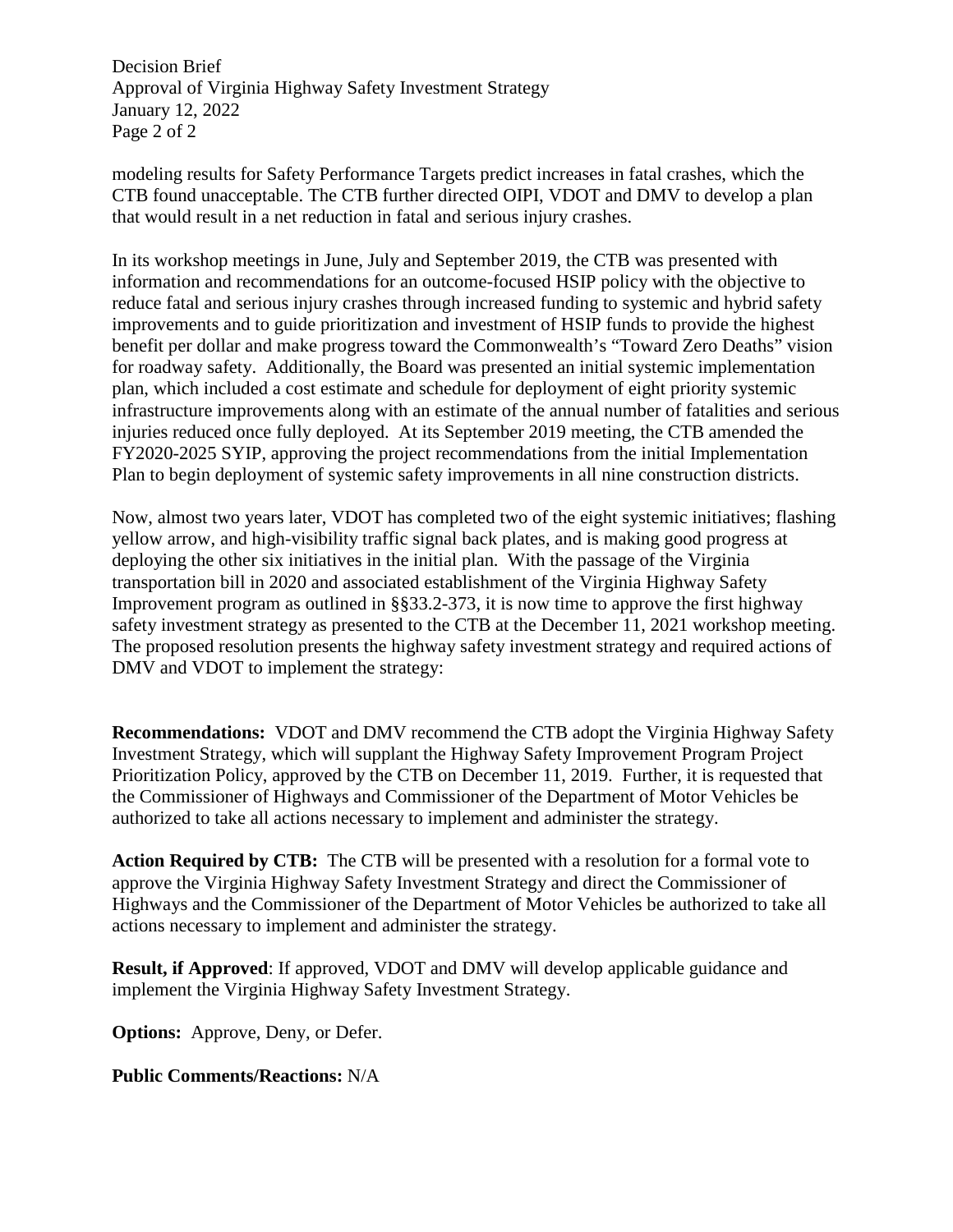modeling results for Safety Performance Targets predict increases in fatal crashes, which the CTB found unacceptable. The CTB further directed OIPI, VDOT and DMV to develop a plan that would result in a net reduction in fatal and serious injury crashes.

In its workshop meetings in June, July and September 2019, the CTB was presented with information and recommendations for an outcome-focused HSIP policy with the objective to reduce fatal and serious injury crashes through increased funding to systemic and hybrid safety improvements and to guide prioritization and investment of HSIP funds to provide the highest benefit per dollar and make progress toward the Commonwealth's "Toward Zero Deaths" vision for roadway safety. Additionally, the Board was presented an initial systemic implementation plan, which included a cost estimate and schedule for deployment of eight priority systemic infrastructure improvements along with an estimate of the annual number of fatalities and serious injuries reduced once fully deployed. At its September 2019 meeting, the CTB amended the FY2020-2025 SYIP, approving the project recommendations from the initial Implementation Plan to begin deployment of systemic safety improvements in all nine construction districts.

Now, almost two years later, VDOT has completed two of the eight systemic initiatives; flashing yellow arrow, and high-visibility traffic signal back plates, and is making good progress at deploying the other six initiatives in the initial plan. With the passage of the Virginia transportation bill in 2020 and associated establishment of the Virginia Highway Safety Improvement program as outlined in §§33.2-373, it is now time to approve the first highway safety investment strategy as presented to the CTB at the December 11, 2021 workshop meeting. The proposed resolution presents the highway safety investment strategy and required actions of DMV and VDOT to implement the strategy:

**Recommendations:** VDOT and DMV recommend the CTB adopt the Virginia Highway Safety Investment Strategy, which will supplant the Highway Safety Improvement Program Project Prioritization Policy, approved by the CTB on December 11, 2019. Further, it is requested that the Commissioner of Highways and Commissioner of the Department of Motor Vehicles be authorized to take all actions necessary to implement and administer the strategy.

**Action Required by CTB:** The CTB will be presented with a resolution for a formal vote to approve the Virginia Highway Safety Investment Strategy and direct the Commissioner of Highways and the Commissioner of the Department of Motor Vehicles be authorized to take all actions necessary to implement and administer the strategy.

**Result, if Approved**: If approved, VDOT and DMV will develop applicable guidance and implement the Virginia Highway Safety Investment Strategy.

**Options:** Approve, Deny, or Defer.

**Public Comments/Reactions:** N/A